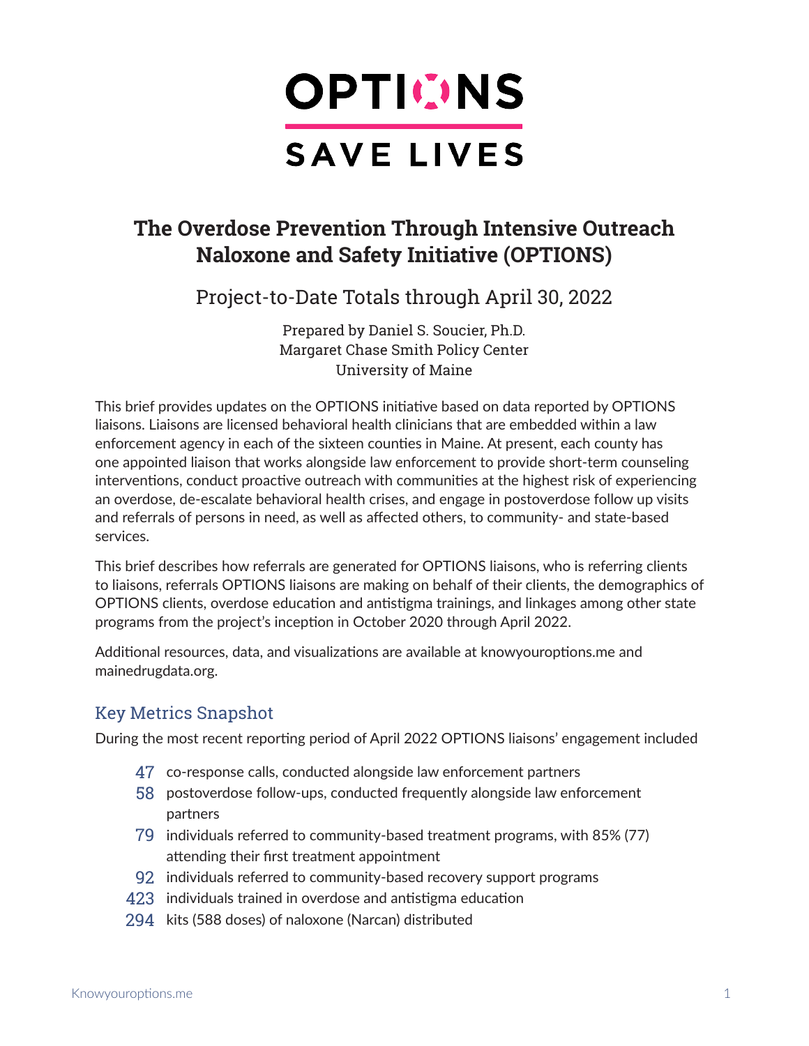# OPTIONS SAVE LIVES

# The Overdose Prevention Through Intensive Outreach Naloxone and Safety Initiative (OPTIONS)

## Project-to-Date Totals through April 30, 2022

Prepared by Daniel S. Soucier, Ph.D.
Margaret Chase Smith Policy Center
University of Maine

This brief provides updates on the OPTIONS initiative based on data reported by OPTIONS liaisons. Liaisons are licensed behavioral health clinicians that are embedded within a law enforcement agency in each of the sixteen counties in Maine. At present, each county has one appointed liaison that works alongside law enforcement to provide short-term counseling interventions, conduct proactive outreach with communities at the highest risk of experiencing an overdose, de-escalate behavioral health crises, and engage in postoverdose follow up visits and referrals of persons in need, as well as affected others, to community- and state-based services.

This brief describes how referrals are generated for OPTIONS liaisons, who is referring clients to liaisons, referrals OPTIONS liaisons are making on behalf of their clients, the demographics of OPTIONS clients, overdose education and antistigma trainings, and linkages among other state programs from the project's inception in October 2020 through April 2022.

Additional resources, data, and visualizations are available at knowyouroptions.me and mainedrugdata.org.

## Key Metrics Snapshot

During the most recent reporting period of April 2022 OPTIONS liaisons' engagement included

- **47** co-response calls, conducted alongside law enforcement partners
- **58** postoverdose follow-ups, conducted frequently alongside law enforcement partners
- **79** individuals referred to community-based treatment programs, with 85% (77) attending their first treatment appointment
- **92** individuals referred to community-based recovery support programs
- **423** individuals trained in overdose and antistigma education
- **294** kits (588 doses) of naloxone (Narcan) distributed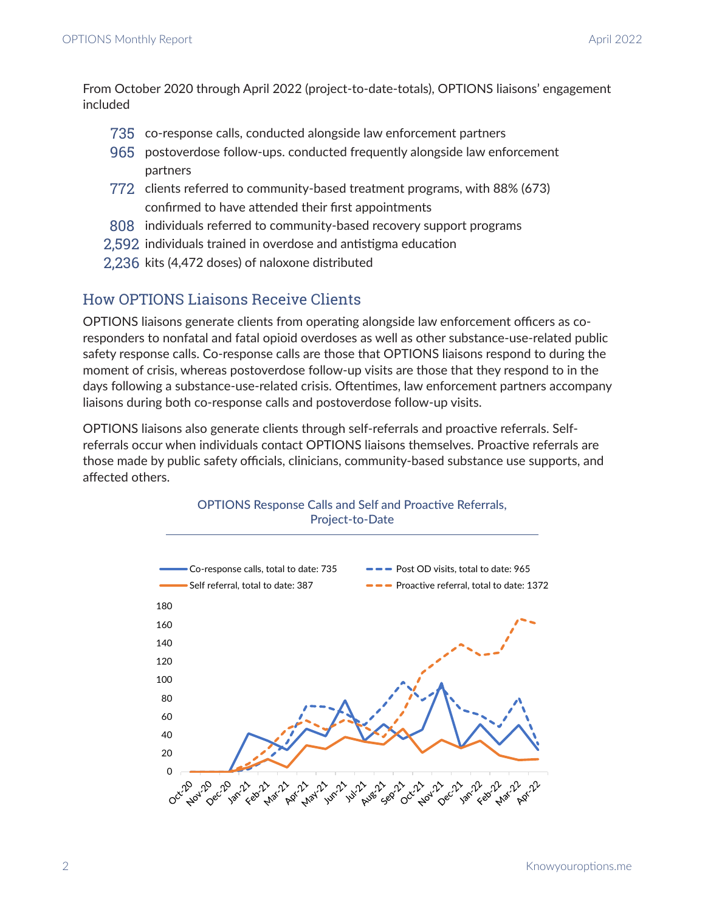From October 2020 through April 2022 (project-to-date-totals), OPTIONS liaisons' engagement included

- **735** co-response calls, conducted alongside law enforcement partners
- **965** postoverdose follow-ups. conducted frequently alongside law enforcement partners
- **772** clients referred to community-based treatment programs, with 88% (673) confirmed to have attended their first appointments
- **808** individuals referred to community-based recovery support programs
- **2,592** individuals trained in overdose and antistigma education
- **2,236** kits (4,472 doses) of naloxone distributed

## How OPTIONS Liaisons Receive Clients

OPTIONS liaisons generate clients from operating alongside law enforcement officers as co-responders to nonfatal and fatal opioid overdoses as well as other substance-use-related public safety response calls. Co-response calls are those that OPTIONS liaisons respond to during the moment of crisis, whereas postoverdose follow-up visits are those that they respond to in the days following a substance-use-related crisis. Oftentimes, law enforcement partners accompany liaisons during both co-response calls and postoverdose follow-up visits.

OPTIONS liaisons also generate clients through self-referrals and proactive referrals. Self-referrals occur when individuals contact OPTIONS liaisons themselves. Proactive referrals are those made by public safety officials, clinicians, community-based substance use supports, and affected others.

OPTIONS Response Calls and Self and Proactive Referrals, Project-to-Date

Legend: Co-response calls, total to date: 735; Post OD visits, total to date: 965; Self referral, total to date: 387; Proactive referral, total to date: 1372

Months: Oct-20, Nov-20, Dec-20, Jan-21, Feb-21, Mar-21, Apr-21, May-21, Jun-21, Jul-21, Aug-21, Sep-21, Oct-21, Nov-21, Dec-21, Jan-22, Feb-22, Mar-22, Apr-22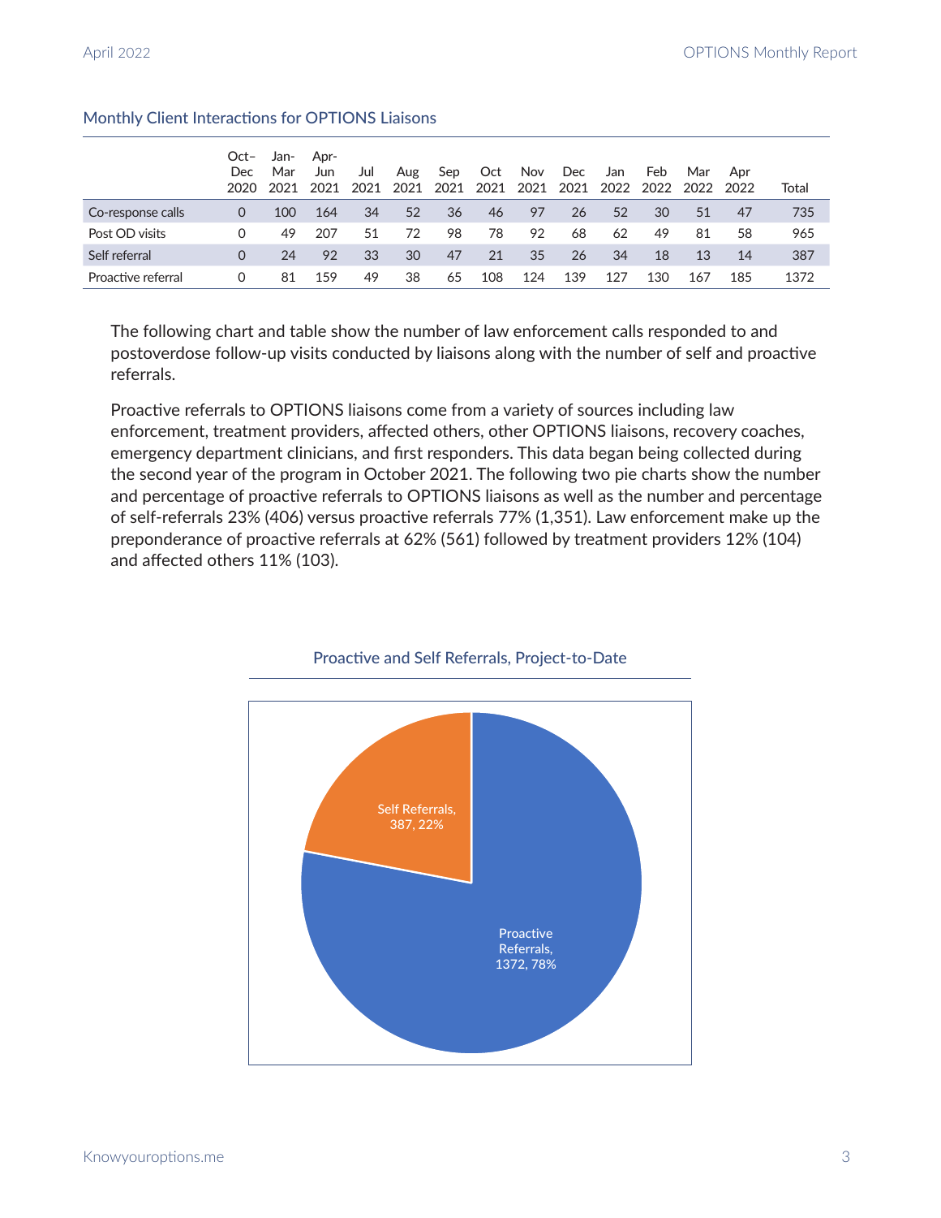### Monthly Client Interactions for OPTIONS Liaisons

| | Oct–Dec 2020 | Jan-Mar 2021 | Apr-Jun 2021 | Jul 2021 | Aug 2021 | Sep 2021 | Oct 2021 | Nov 2021 | Dec 2021 | Jan 2022 | Feb 2022 | Mar 2022 | Apr 2022 | Total |
|---|---|---|---|---|---|---|---|---|---|---|---|---|---|---|
| Co-response calls | 0 | 100 | 164 | 34 | 52 | 36 | 46 | 97 | 26 | 52 | 30 | 51 | 47 | 735 |
| Post OD visits | 0 | 49 | 207 | 51 | 72 | 98 | 78 | 92 | 68 | 62 | 49 | 81 | 58 | 965 |
| Self referral | 0 | 24 | 92 | 33 | 30 | 47 | 21 | 35 | 26 | 34 | 18 | 13 | 14 | 387 |
| Proactive referral | 0 | 81 | 159 | 49 | 38 | 65 | 108 | 124 | 139 | 127 | 130 | 167 | 185 | 1372 |

The following chart and table show the number of law enforcement calls responded to and postoverdose follow-up visits conducted by liaisons along with the number of self and proactive referrals.

Proactive referrals to OPTIONS liaisons come from a variety of sources including law enforcement, treatment providers, affected others, other OPTIONS liaisons, recovery coaches, emergency department clinicians, and first responders. This data began being collected during the second year of the program in October 2021. The following two pie charts show the number and percentage of proactive referrals to OPTIONS liaisons as well as the number and percentage of self-referrals 23% (406) versus proactive referrals 77% (1,351). Law enforcement make up the preponderance of proactive referrals at 62% (561) followed by treatment providers 12% (104) and affected others 11% (103).

### Proactive and Self Referrals, Project-to-Date

Self Referrals, 387, 22%

Proactive Referrals, 1372, 78%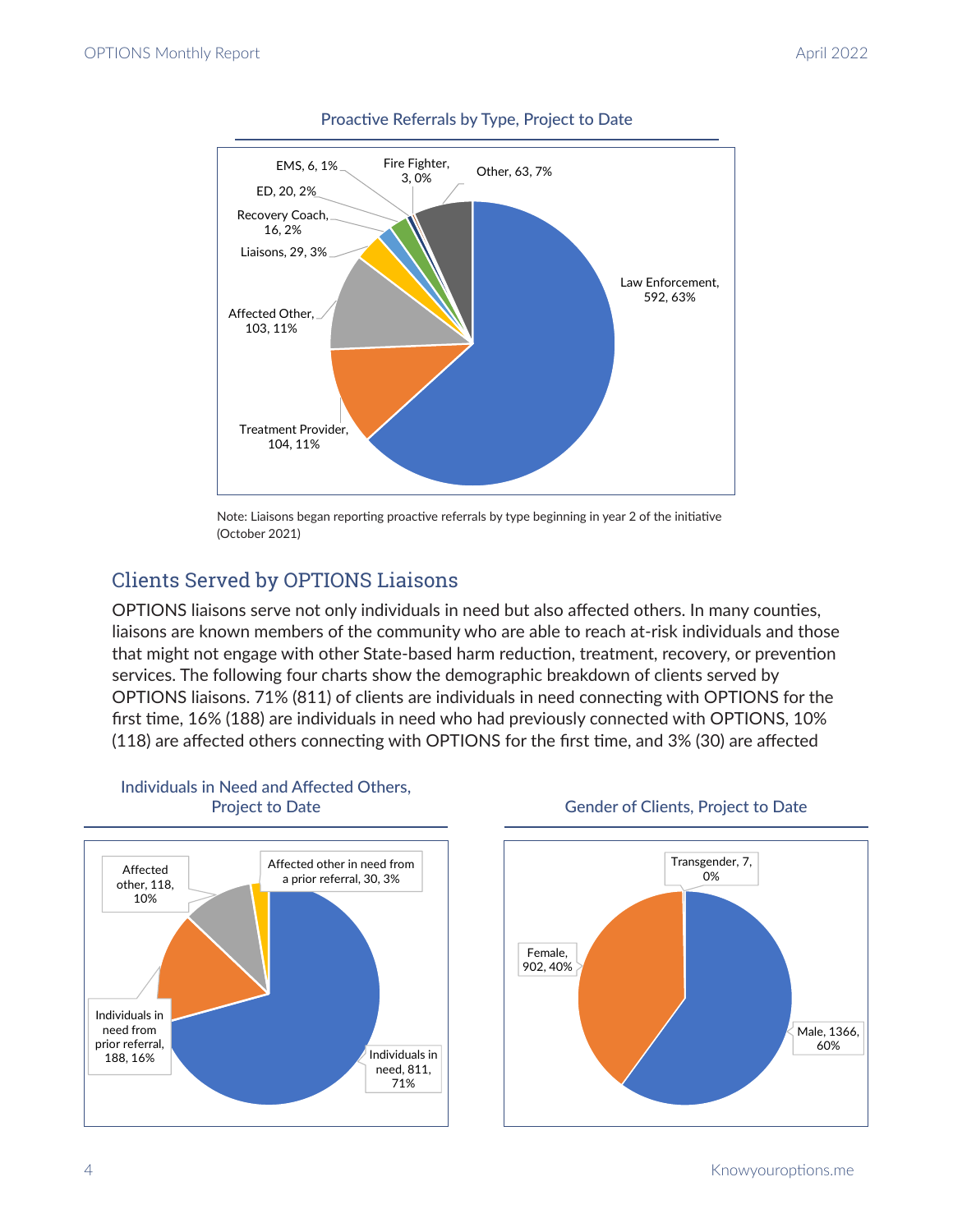### Proactive Referrals by Type, Project to Date

| Type | Count | Percent |
|---|---|---|
| Law Enforcement | 592 | 63% |
| Treatment Provider | 104 | 11% |
| Affected Other | 103 | 11% |
| Liaisons | 29 | 3% |
| Recovery Coach | 16 | 2% |
| ED | 20 | 2% |
| EMS | 6 | 1% |
| Fire Fighter | 3 | 0% |
| Other | 63 | 7% |

Note: Liaisons began reporting proactive referrals by type beginning in year 2 of the initiative (October 2021)

## Clients Served by OPTIONS Liaisons

OPTIONS liaisons serve not only individuals in need but also affected others. In many counties, liaisons are known members of the community who are able to reach at-risk individuals and those that might not engage with other State-based harm reduction, treatment, recovery, or prevention services. The following four charts show the demographic breakdown of clients served by OPTIONS liaisons. 71% (811) of clients are individuals in need connecting with OPTIONS for the first time, 16% (188) are individuals in need who had previously connected with OPTIONS, 10% (118) are affected others connecting with OPTIONS for the first time, and 3% (30) are affected

### Individuals in Need and Affected Others, Project to Date

| Category | Count | Percent |
|---|---|---|
| Individuals in need | 811 | 71% |
| Individuals in need from prior referral | 188 | 16% |
| Affected other | 118 | 10% |
| Affected other in need from a prior referral | 30 | 3% |

### Gender of Clients, Project to Date

| Gender | Count | Percent |
|---|---|---|
| Male | 1366 | 60% |
| Female | 902 | 40% |
| Transgender | 7 | 0% |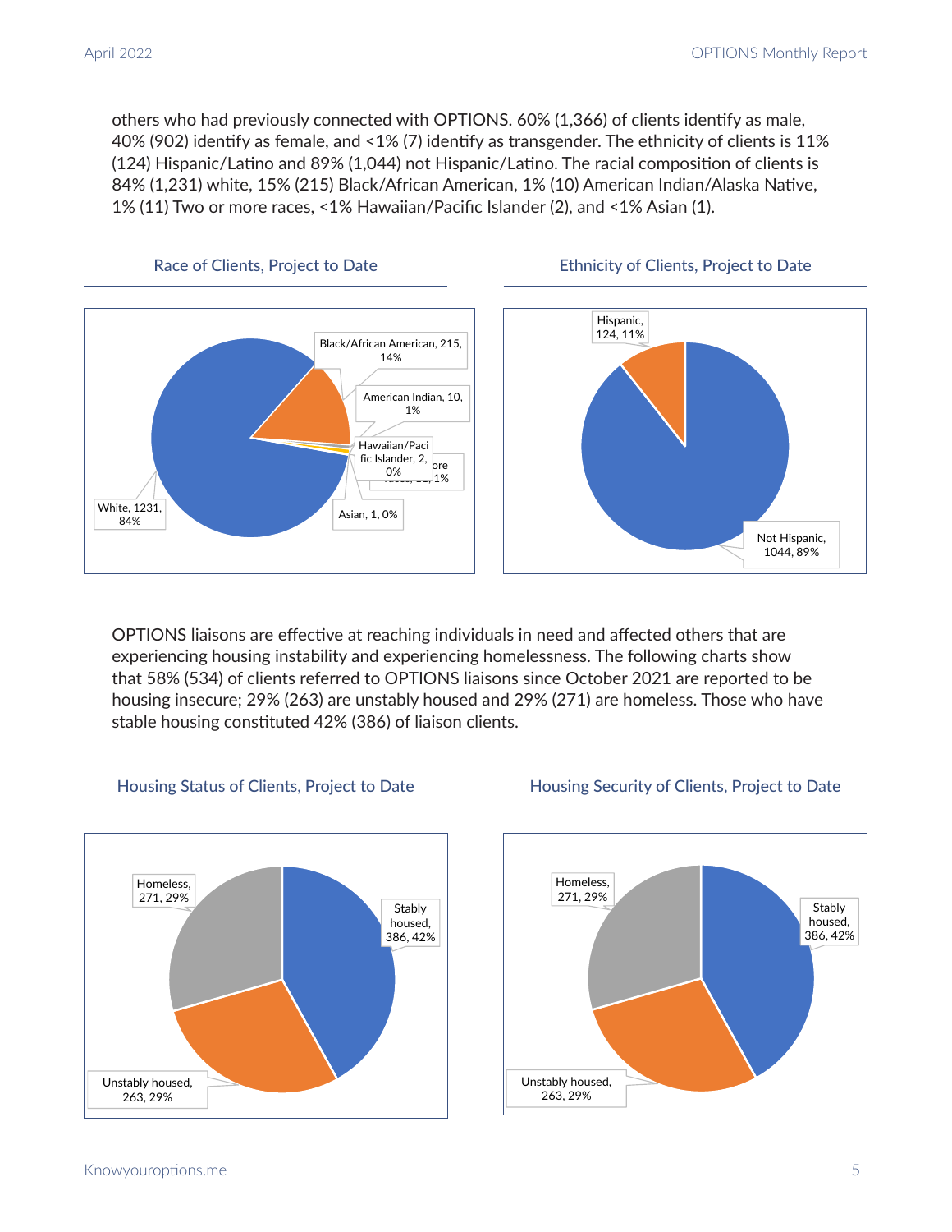others who had previously connected with OPTIONS. 60% (1,366) of clients identify as male, 40% (902) identify as female, and <1% (7) identify as transgender. The ethnicity of clients is 11% (124) Hispanic/Latino and 89% (1,044) not Hispanic/Latino. The racial composition of clients is 84% (1,231) white, 15% (215) Black/African American, 1% (10) American Indian/Alaska Native, 1% (11) Two or more races, <1% Hawaiian/Pacific Islander (2), and <1% Asian (1).

### Race of Clients, Project to Date

| Race | Count | Percent |
| --- | --- | --- |
| White | 1231 | 84% |
| Black/African American | 215 | 14% |
| American Indian | 10 | 1% |
| Hawaiian/Pacific Islander | 2 | 0% |
| Two or more races | 11 | 1% |
| Asian | 1 | 0% |

### Ethnicity of Clients, Project to Date

| Ethnicity | Count | Percent |
| --- | --- | --- |
| Hispanic | 124 | 11% |
| Not Hispanic | 1044 | 89% |

OPTIONS liaisons are effective at reaching individuals in need and affected others that are experiencing housing instability and experiencing homelessness. The following charts show that 58% (534) of clients referred to OPTIONS liaisons since October 2021 are reported to be housing insecure; 29% (263) are unstably housed and 29% (271) are homeless. Those who have stable housing constituted 42% (386) of liaison clients.

### Housing Status of Clients, Project to Date

| Housing Status | Count | Percent |
| --- | --- | --- |
| Stably housed | 386 | 42% |
| Unstably housed | 263 | 29% |
| Homeless | 271 | 29% |

### Housing Security of Clients, Project to Date

| Housing Security | Count | Percent |
| --- | --- | --- |
| Stably housed | 386 | 42% |
| Unstably housed | 263 | 29% |
| Homeless | 271 | 29% |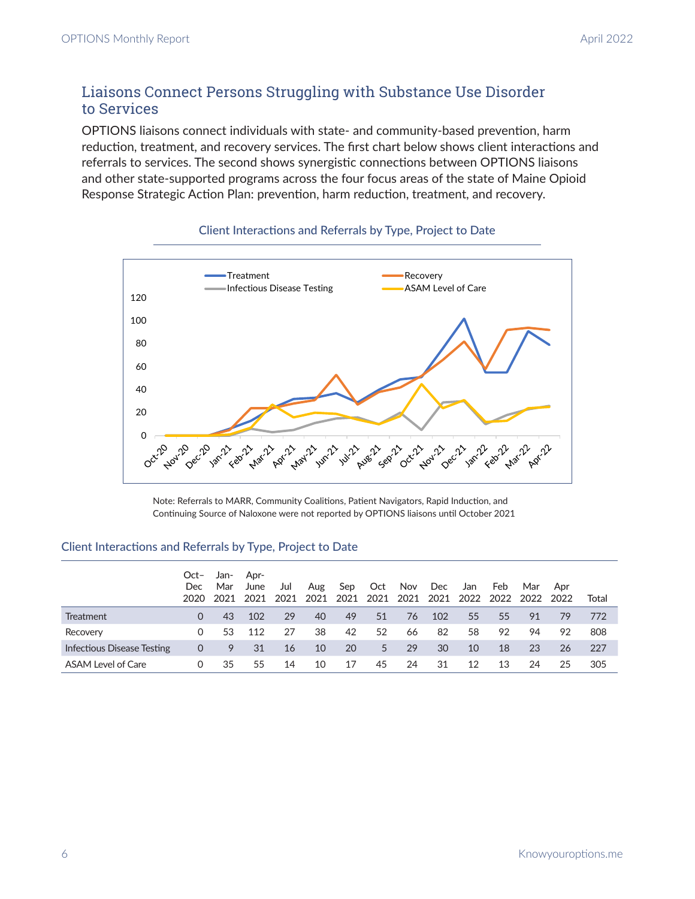## Liaisons Connect Persons Struggling with Substance Use Disorder to Services

OPTIONS liaisons connect individuals with state- and community-based prevention, harm reduction, treatment, and recovery services. The first chart below shows client interactions and referrals to services. The second shows synergistic connections between OPTIONS liaisons and other state-supported programs across the four focus areas of the state of Maine Opioid Response Strategic Action Plan: prevention, harm reduction, treatment, and recovery.

### Client Interactions and Referrals by Type, Project to Date

Note: Referrals to MARR, Community Coalitions, Patient Navigators, Rapid Induction, and Continuing Source of Naloxone were not reported by OPTIONS liaisons until October 2021

### Client Interactions and Referrals by Type, Project to Date

| | Oct–Dec 2020 | Jan-Mar 2021 | Apr-June 2021 | Jul 2021 | Aug 2021 | Sep 2021 | Oct 2021 | Nov 2021 | Dec 2021 | Jan 2022 | Feb 2022 | Mar 2022 | Apr 2022 | Total |
|---|---|---|---|---|---|---|---|---|---|---|---|---|---|---|
| Treatment | 0 | 43 | 102 | 29 | 40 | 49 | 51 | 76 | 102 | 55 | 55 | 91 | 79 | 772 |
| Recovery | 0 | 53 | 112 | 27 | 38 | 42 | 52 | 66 | 82 | 58 | 92 | 94 | 92 | 808 |
| Infectious Disease Testing | 0 | 9 | 31 | 16 | 10 | 20 | 5 | 29 | 30 | 10 | 18 | 23 | 26 | 227 |
| ASAM Level of Care | 0 | 35 | 55 | 14 | 10 | 17 | 45 | 24 | 31 | 12 | 13 | 24 | 25 | 305 |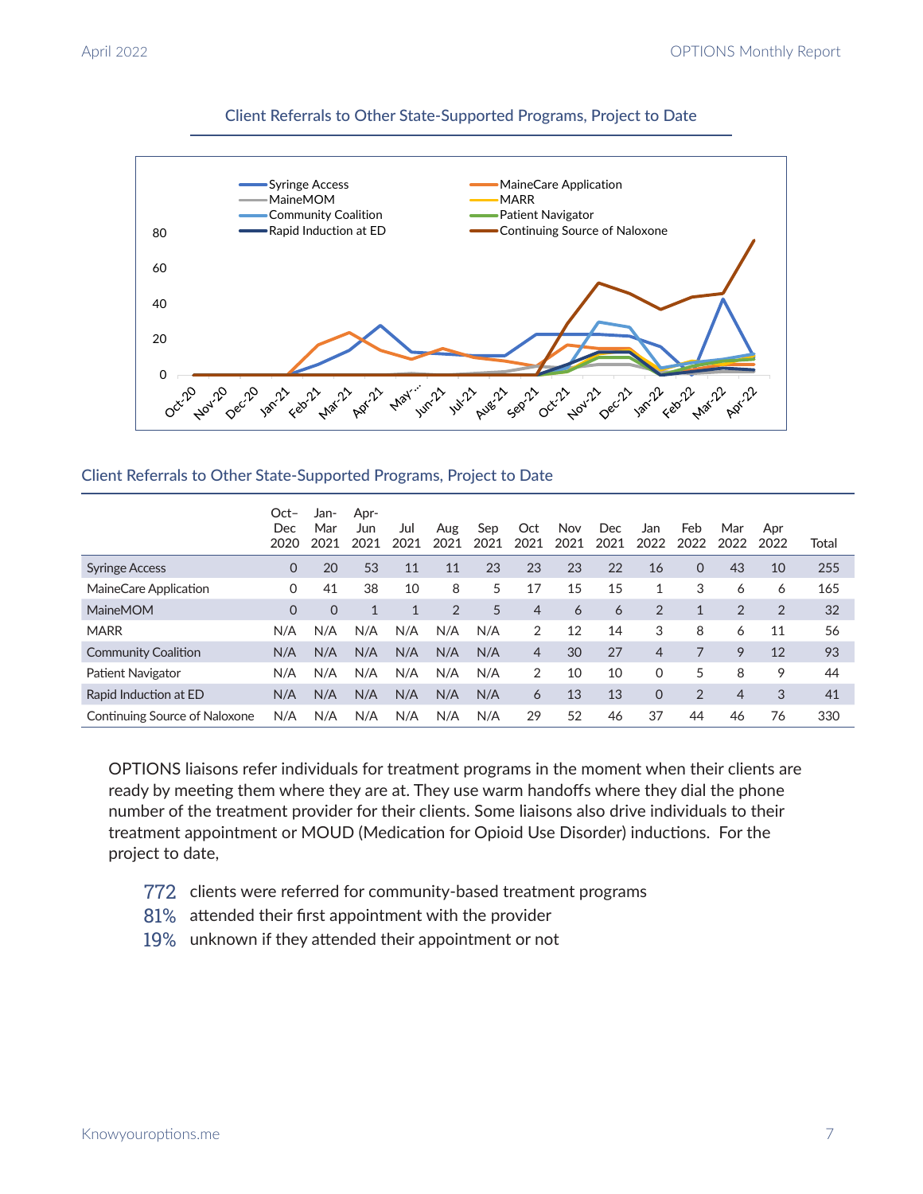## Client Referrals to Other State-Supported Programs, Project to Date

## Client Referrals to Other State-Supported Programs, Project to Date

| | Oct–Dec 2020 | Jan-Mar 2021 | Apr-Jun 2021 | Jul 2021 | Aug 2021 | Sep 2021 | Oct 2021 | Nov 2021 | Dec 2021 | Jan 2022 | Feb 2022 | Mar 2022 | Apr 2022 | Total |
|---|---|---|---|---|---|---|---|---|---|---|---|---|---|---|
| Syringe Access | 0 | 20 | 53 | 11 | 11 | 23 | 23 | 23 | 22 | 16 | 0 | 43 | 10 | 255 |
| MaineCare Application | 0 | 41 | 38 | 10 | 8 | 5 | 17 | 15 | 15 | 1 | 3 | 6 | 6 | 165 |
| MaineMOM | 0 | 0 | 1 | 1 | 2 | 5 | 4 | 6 | 6 | 2 | 1 | 2 | 2 | 32 |
| MARR | N/A | N/A | N/A | N/A | N/A | N/A | 2 | 12 | 14 | 3 | 8 | 6 | 11 | 56 |
| Community Coalition | N/A | N/A | N/A | N/A | N/A | N/A | 4 | 30 | 27 | 4 | 7 | 9 | 12 | 93 |
| Patient Navigator | N/A | N/A | N/A | N/A | N/A | N/A | 2 | 10 | 10 | 0 | 5 | 8 | 9 | 44 |
| Rapid Induction at ED | N/A | N/A | N/A | N/A | N/A | N/A | 6 | 13 | 13 | 0 | 2 | 4 | 3 | 41 |
| Continuing Source of Naloxone | N/A | N/A | N/A | N/A | N/A | N/A | 29 | 52 | 46 | 37 | 44 | 46 | 76 | 330 |

OPTIONS liaisons refer individuals for treatment programs in the moment when their clients are ready by meeting them where they are at. They use warm handoffs where they dial the phone number of the treatment provider for their clients. Some liaisons also drive individuals to their treatment appointment or MOUD (Medication for Opioid Use Disorder) inductions. For the project to date,

- **772** clients were referred for community-based treatment programs
- **81%** attended their first appointment with the provider
- **19%** unknown if they attended their appointment or not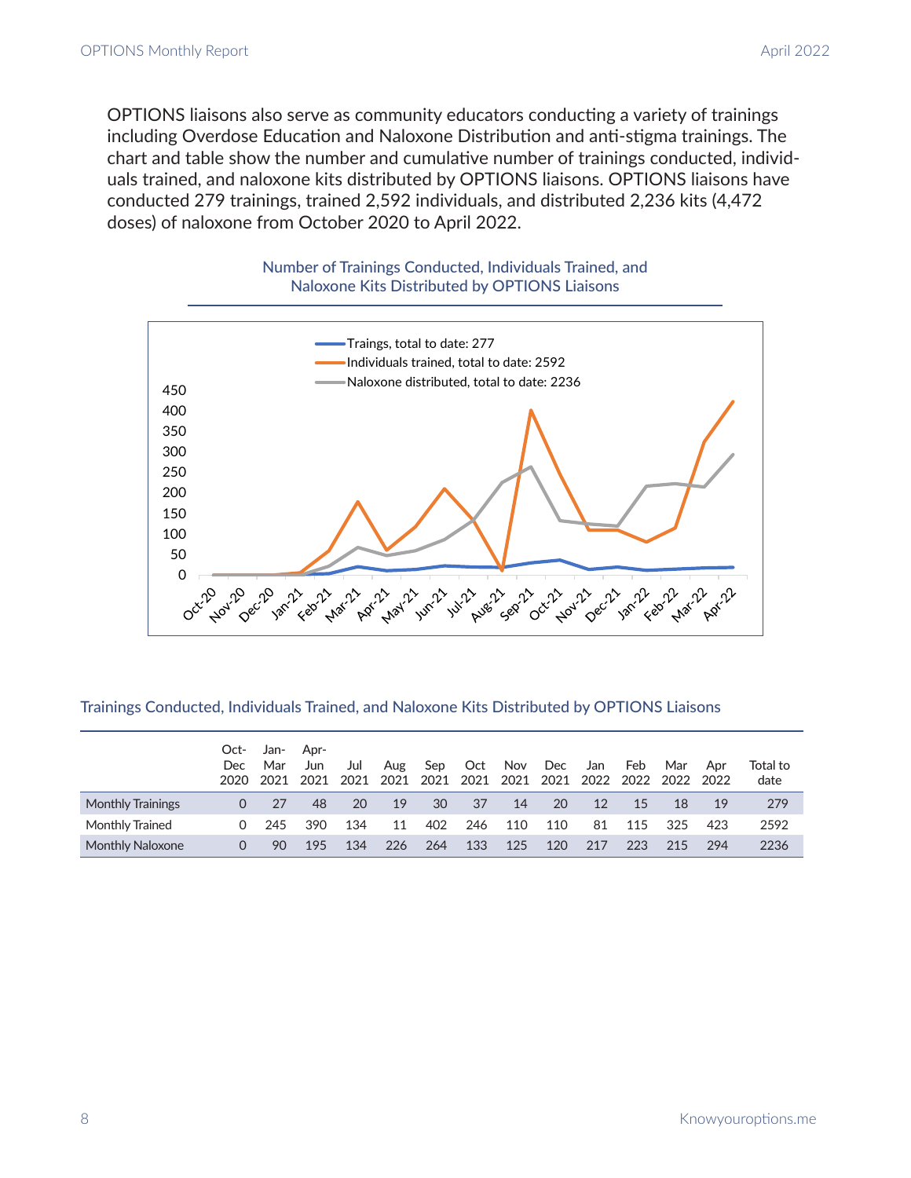OPTIONS liaisons also serve as community educators conducting a variety of trainings including Overdose Education and Naloxone Distribution and anti-stigma trainings. The chart and table show the number and cumulative number of trainings conducted, individuals trained, and naloxone kits distributed by OPTIONS liaisons. OPTIONS liaisons have conducted 279 trainings, trained 2,592 individuals, and distributed 2,236 kits (4,472 doses) of naloxone from October 2020 to April 2022.

### Number of Trainings Conducted, Individuals Trained, and Naloxone Kits Distributed by OPTIONS Liaisons

Traings, total to date: 277
Individuals trained, total to date: 2592
Naloxone distributed, total to date: 2236

450
400
350
300
250
200
150
100
50
0

Oct-20, Nov-20, Dec-20, Jan-21, Feb-21, Mar-21, Apr-21, May-21, Jun-21, Jul-21, Aug-21, Sep-21, Oct-21, Nov-21, Dec-21, Jan-22, Feb-22, Mar-22, Apr-22

### Trainings Conducted, Individuals Trained, and Naloxone Kits Distributed by OPTIONS Liaisons

| | Oct-Dec 2020 | Jan-Mar 2021 | Apr-Jun 2021 | Jul 2021 | Aug 2021 | Sep 2021 | Oct 2021 | Nov 2021 | Dec 2021 | Jan 2022 | Feb 2022 | Mar 2022 | Apr 2022 | Total to date |
|---|---|---|---|---|---|---|---|---|---|---|---|---|---|---|
| Monthly Trainings | 0 | 27 | 48 | 20 | 19 | 30 | 37 | 14 | 20 | 12 | 15 | 18 | 19 | 279 |
| Monthly Trained | 0 | 245 | 390 | 134 | 11 | 402 | 246 | 110 | 110 | 81 | 115 | 325 | 423 | 2592 |
| Monthly Naloxone | 0 | 90 | 195 | 134 | 226 | 264 | 133 | 125 | 120 | 217 | 223 | 215 | 294 | 2236 |